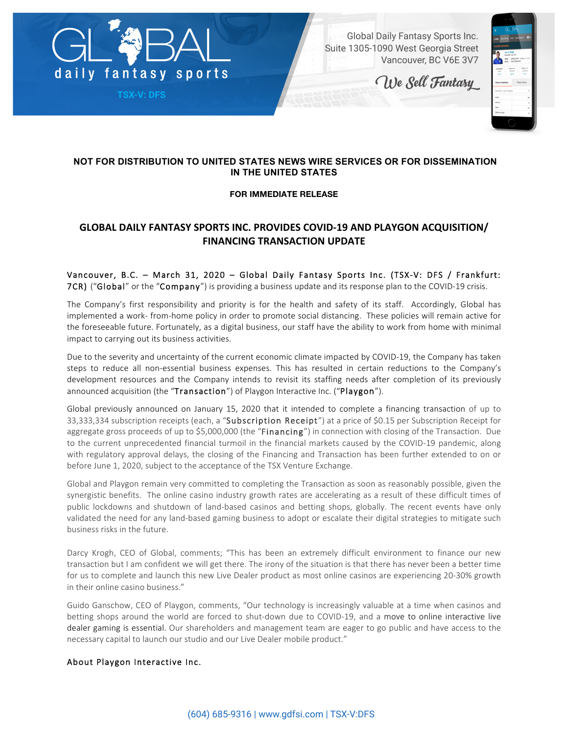GLOBAL daily fantasy sports

TSX-V: DFS

Global Daily Fantasy Sports Inc.
Suite 1305-1090 West Georgia Street
Vancouver, BC V6E 3V7

We Sell Fantasy

**NOT FOR DISTRIBUTION TO UNITED STATES NEWS WIRE SERVICES OR FOR DISSEMINATION IN THE UNITED STATES**

**FOR IMMEDIATE RELEASE**

# GLOBAL DAILY FANTASY SPORTS INC. PROVIDES COVID-19 AND PLAYGON ACQUISITION/ FINANCING TRANSACTION UPDATE

Vancouver, B.C. – March 31, 2020 – Global Daily Fantasy Sports Inc. (TSX-V: DFS / Frankfurt: 7CR) ("Global" or the "Company") is providing a business update and its response plan to the COVID-19 crisis.

The Company's first responsibility and priority is for the health and safety of its staff. Accordingly, Global has implemented a work- from-home policy in order to promote social distancing. These policies will remain active for the foreseeable future. Fortunately, as a digital business, our staff have the ability to work from home with minimal impact to carrying out its business activities.

Due to the severity and uncertainty of the current economic climate impacted by COVID-19, the Company has taken steps to reduce all non-essential business expenses. This has resulted in certain reductions to the Company's development resources and the Company intends to revisit its staffing needs after completion of its previously announced acquisition (the "Transaction") of Playgon Interactive Inc. ("Playgon").

Global previously announced on January 15, 2020 that it intended to complete a financing transaction of up to 33,333,334 subscription receipts (each, a "Subscription Receipt") at a price of $0.15 per Subscription Receipt for aggregate gross proceeds of up to $5,000,000 (the "Financing") in connection with closing of the Transaction. Due to the current unprecedented financial turmoil in the financial markets caused by the COVID-19 pandemic, along with regulatory approval delays, the closing of the Financing and Transaction has been further extended to on or before June 1, 2020, subject to the acceptance of the TSX Venture Exchange.

Global and Playgon remain very committed to completing the Transaction as soon as reasonably possible, given the synergistic benefits. The online casino industry growth rates are accelerating as a result of these difficult times of public lockdowns and shutdown of land-based casinos and betting shops, globally. The recent events have only validated the need for any land-based gaming business to adopt or escalate their digital strategies to mitigate such business risks in the future.

Darcy Krogh, CEO of Global, comments; "This has been an extremely difficult environment to finance our new transaction but I am confident we will get there. The irony of the situation is that there has never been a better time for us to complete and launch this new Live Dealer product as most online casinos are experiencing 20-30% growth in their online casino business."

Guido Ganschow, CEO of Playgon, comments, "Our technology is increasingly valuable at a time when casinos and betting shops around the world are forced to shut-down due to COVID-19, and a move to online interactive live dealer gaming is essential. Our shareholders and management team are eager to go public and have access to the necessary capital to launch our studio and our Live Dealer mobile product."

## About Playgon Interactive Inc.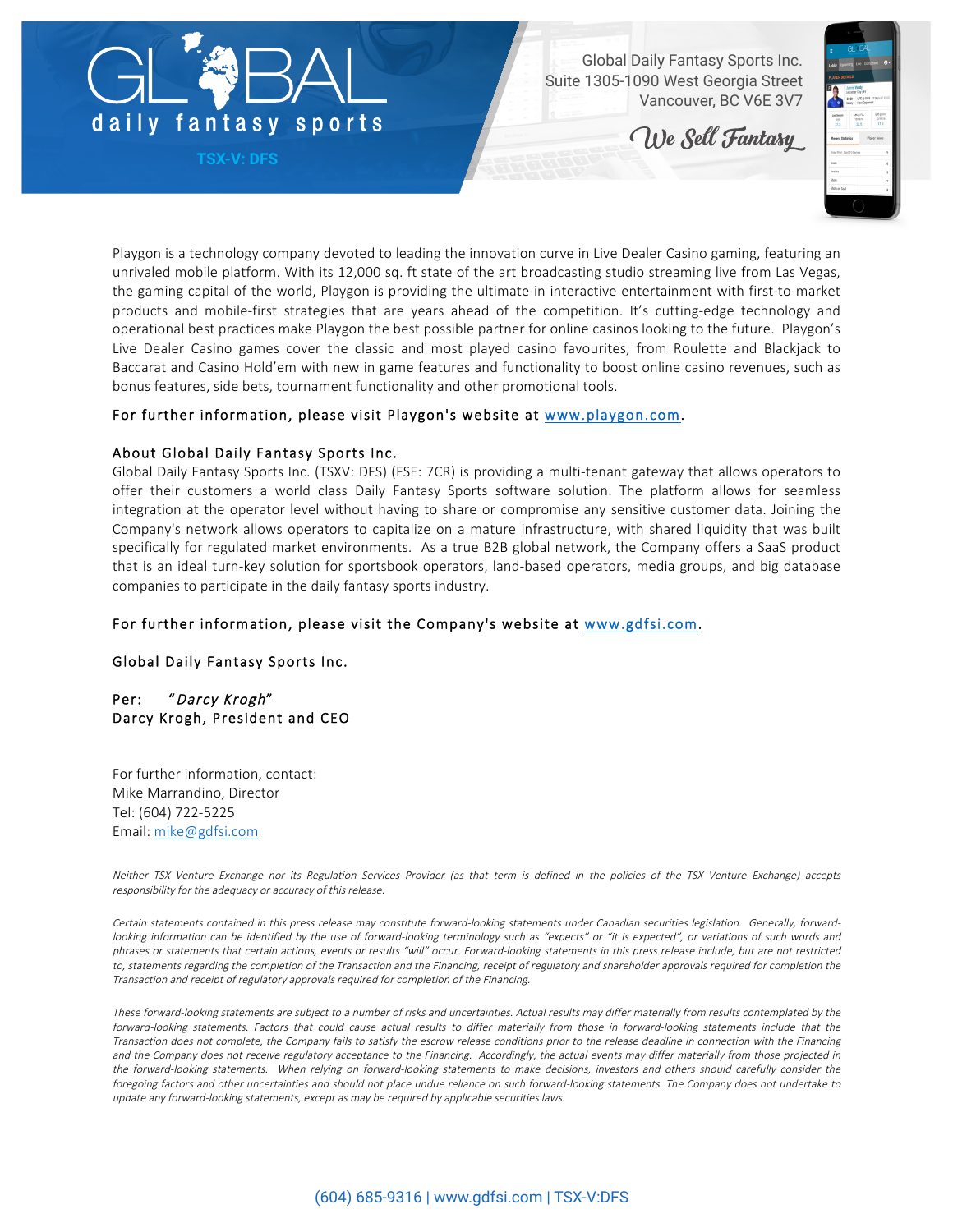Playgon is a technology company devoted to leading the innovation curve in Live Dealer Casino gaming, featuring an unrivaled mobile platform. With its 12,000 sq. ft state of the art broadcasting studio streaming live from Las Vegas, the gaming capital of the world, Playgon is providing the ultimate in interactive entertainment with first-to-market products and mobile-first strategies that are years ahead of the competition. It's cutting-edge technology and operational best practices make Playgon the best possible partner for online casinos looking to the future. Playgon's Live Dealer Casino games cover the classic and most played casino favourites, from Roulette and Blackjack to Baccarat and Casino Hold'em with new in game features and functionality to boost online casino revenues, such as bonus features, side bets, tournament functionality and other promotional tools.

For further information, please visit Playgon's website at www.playgon.com.

### About Global Daily Fantasy Sports Inc.

Global Daily Fantasy Sports Inc. (TSXV: DFS) (FSE: 7CR) is providing a multi-tenant gateway that allows operators to offer their customers a world class Daily Fantasy Sports software solution. The platform allows for seamless integration at the operator level without having to share or compromise any sensitive customer data. Joining the Company's network allows operators to capitalize on a mature infrastructure, with shared liquidity that was built specifically for regulated market environments. As a true B2B global network, the Company offers a SaaS product that is an ideal turn-key solution for sportsbook operators, land-based operators, media groups, and big database companies to participate in the daily fantasy sports industry.

For further information, please visit the Company's website at www.gdfsi.com.

Global Daily Fantasy Sports Inc.

Per: "*Darcy Krogh*"
Darcy Krogh, President and CEO

For further information, contact:
Mike Marrandino, Director
Tel: (604) 722-5225
Email: mike@gdfsi.com

*Neither TSX Venture Exchange nor its Regulation Services Provider (as that term is defined in the policies of the TSX Venture Exchange) accepts responsibility for the adequacy or accuracy of this release.*

*Certain statements contained in this press release may constitute forward-looking statements under Canadian securities legislation. Generally, forward-looking information can be identified by the use of forward-looking terminology such as "expects" or "it is expected", or variations of such words and phrases or statements that certain actions, events or results "will" occur. Forward-looking statements in this press release include, but are not restricted to, statements regarding the completion of the Transaction and the Financing, receipt of regulatory and shareholder approvals required for completion the Transaction and receipt of regulatory approvals required for completion of the Financing.*

*These forward-looking statements are subject to a number of risks and uncertainties. Actual results may differ materially from results contemplated by the forward-looking statements. Factors that could cause actual results to differ materially from those in forward-looking statements include that the Transaction does not complete, the Company fails to satisfy the escrow release conditions prior to the release deadline in connection with the Financing and the Company does not receive regulatory acceptance to the Financing. Accordingly, the actual events may differ materially from those projected in the forward-looking statements. When relying on forward-looking statements to make decisions, investors and others should carefully consider the foregoing factors and other uncertainties and should not place undue reliance on such forward-looking statements. The Company does not undertake to update any forward-looking statements, except as may be required by applicable securities laws.*